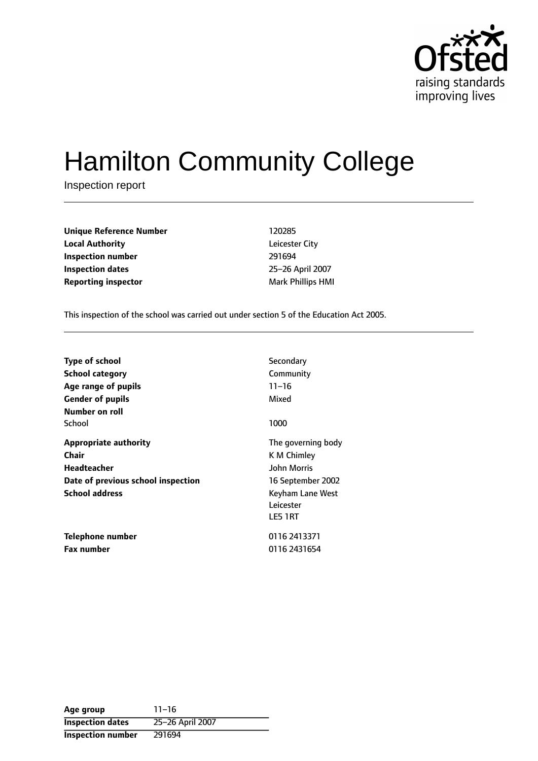Ofsted
raising standards
improving lives

# Hamilton Community College

Inspection report

| | |
|---|---|
| **Unique Reference Number** | 120285 |
| **Local Authority** | Leicester City |
| **Inspection number** | 291694 |
| **Inspection dates** | 25–26 April 2007 |
| **Reporting inspector** | Mark Phillips HMI |

This inspection of the school was carried out under section 5 of the Education Act 2005.

| | |
|---|---|
| **Type of school** | Secondary |
| **School category** | Community |
| **Age range of pupils** | 11–16 |
| **Gender of pupils** | Mixed |
| **Number on roll** | |
| School | 1000 |
| **Appropriate authority** | The governing body |
| **Chair** | K M Chimley |
| **Headteacher** | John Morris |
| **Date of previous school inspection** | 16 September 2002 |
| **School address** | Keyham Lane West<br>Leicester<br>LE5 1RT |
| **Telephone number** | 0116 2413371 |
| **Fax number** | 0116 2431654 |

| | |
|---|---|
| **Age group** | 11–16 |
| **Inspection dates** | 25–26 April 2007 |
| **Inspection number** | 291694 |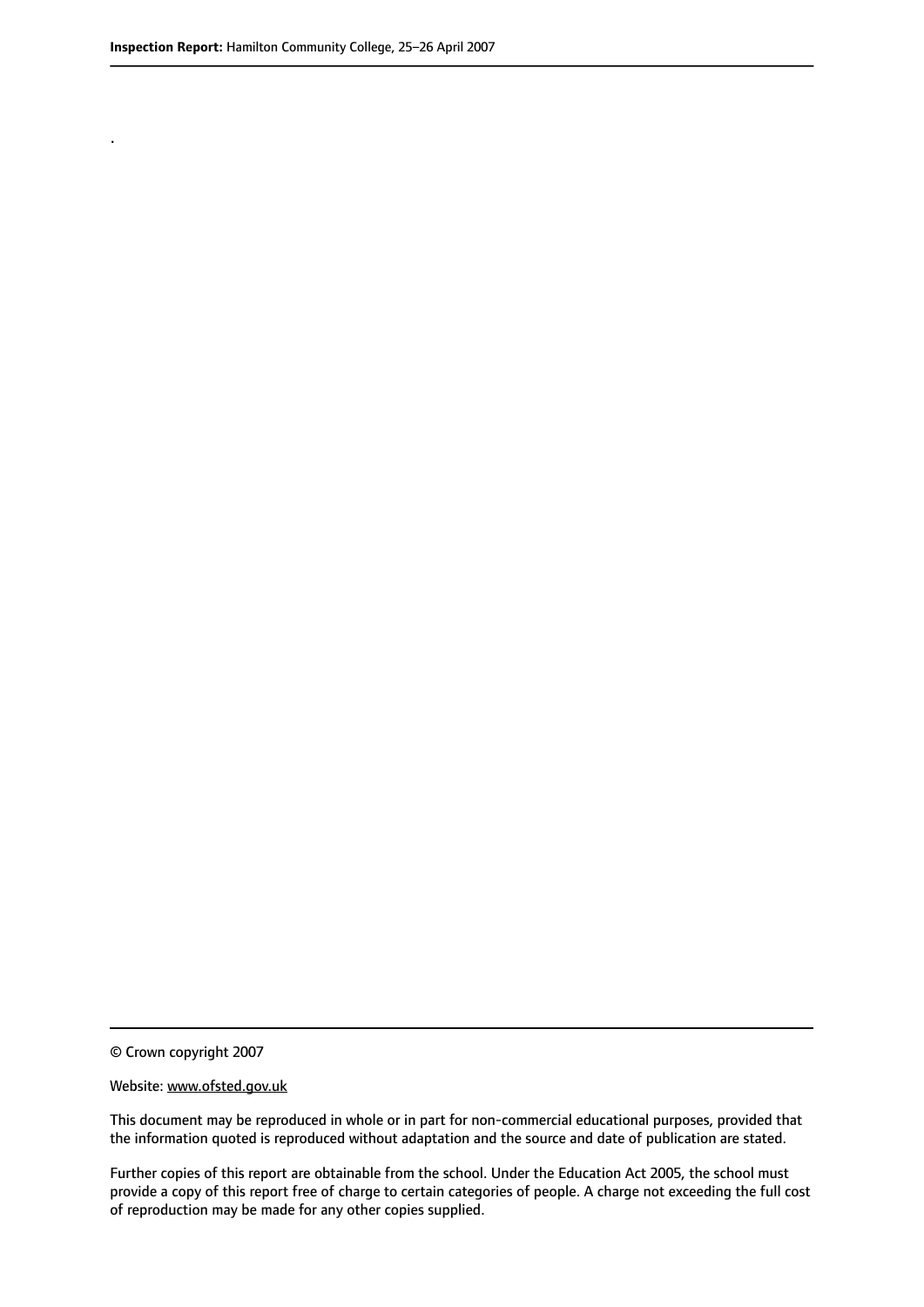.

© Crown copyright 2007

Website: www.ofsted.gov.uk

This document may be reproduced in whole or in part for non-commercial educational purposes, provided that the information quoted is reproduced without adaptation and the source and date of publication are stated.

Further copies of this report are obtainable from the school. Under the Education Act 2005, the school must provide a copy of this report free of charge to certain categories of people. A charge not exceeding the full cost of reproduction may be made for any other copies supplied.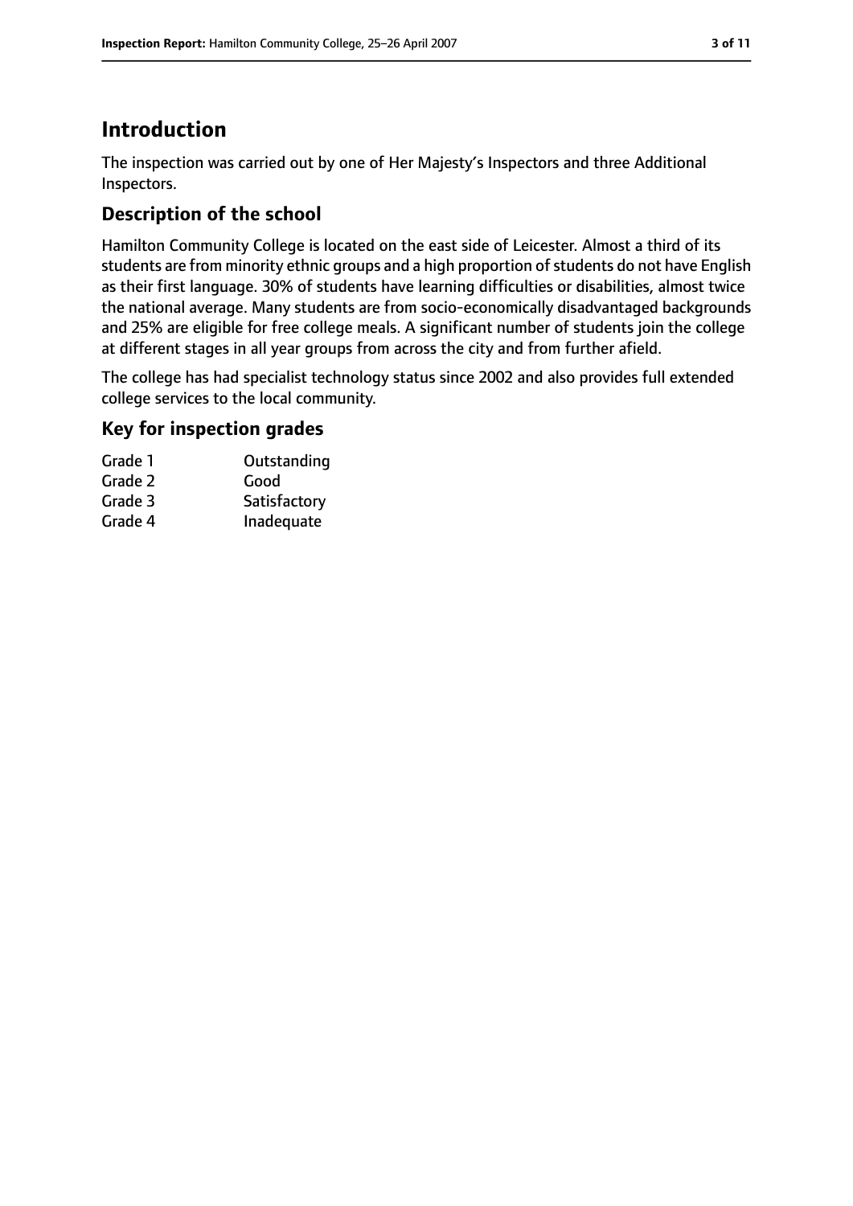# Introduction

The inspection was carried out by one of Her Majesty's Inspectors and three Additional Inspectors.

## Description of the school

Hamilton Community College is located on the east side of Leicester. Almost a third of its students are from minority ethnic groups and a high proportion of students do not have English as their first language. 30% of students have learning difficulties or disabilities, almost twice the national average. Many students are from socio-economically disadvantaged backgrounds and 25% are eligible for free college meals. A significant number of students join the college at different stages in all year groups from across the city and from further afield.

The college has had specialist technology status since 2002 and also provides full extended college services to the local community.

## Key for inspection grades

| | |
|---|---|
| Grade 1 | Outstanding |
| Grade 2 | Good |
| Grade 3 | Satisfactory |
| Grade 4 | Inadequate |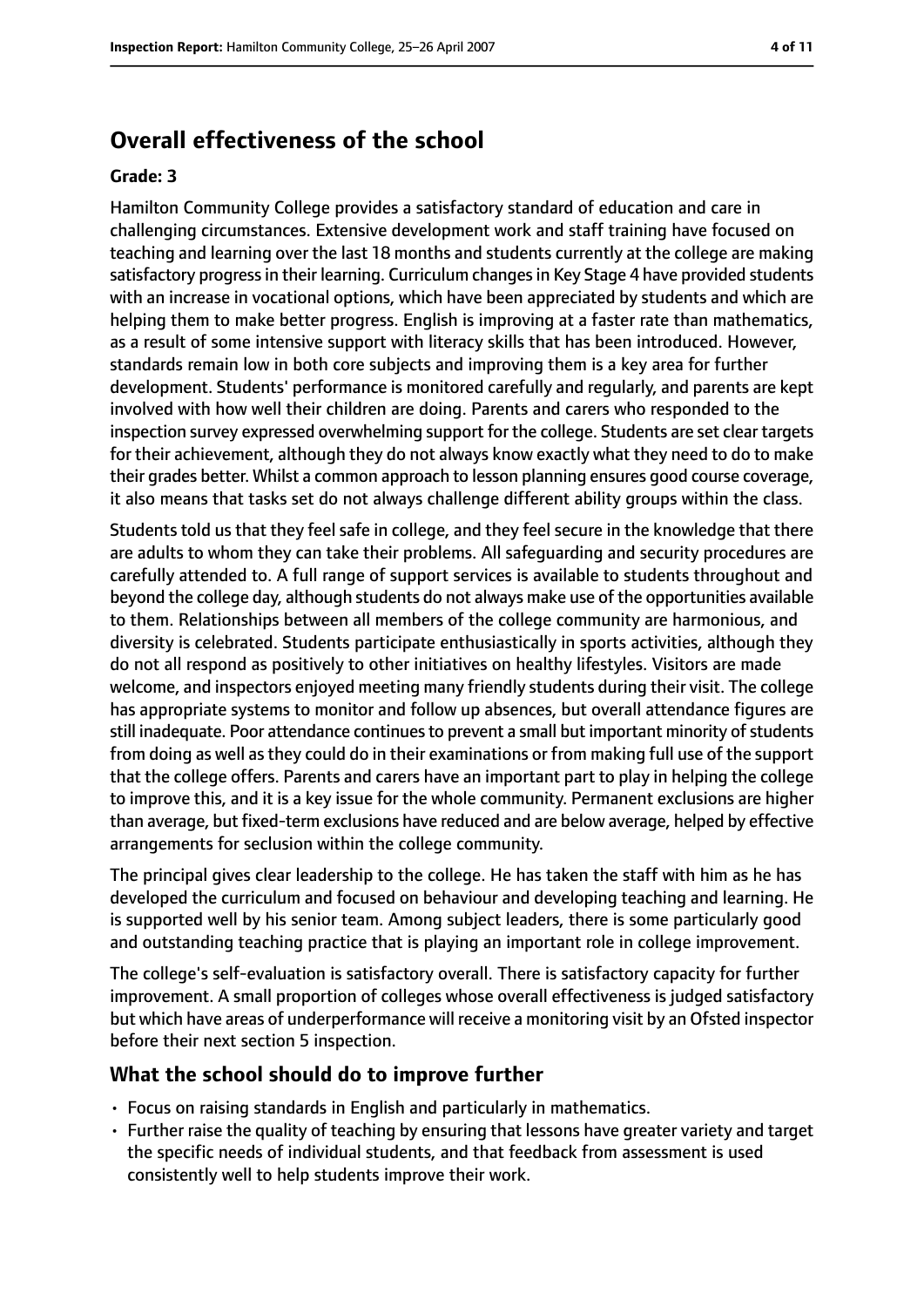## Overall effectiveness of the school

**Grade: 3**

Hamilton Community College provides a satisfactory standard of education and care in challenging circumstances. Extensive development work and staff training have focused on teaching and learning over the last 18 months and students currently at the college are making satisfactory progress in their learning. Curriculum changes in Key Stage 4 have provided students with an increase in vocational options, which have been appreciated by students and which are helping them to make better progress. English is improving at a faster rate than mathematics, as a result of some intensive support with literacy skills that has been introduced. However, standards remain low in both core subjects and improving them is a key area for further development. Students' performance is monitored carefully and regularly, and parents are kept involved with how well their children are doing. Parents and carers who responded to the inspection survey expressed overwhelming support for the college. Students are set clear targets for their achievement, although they do not always know exactly what they need to do to make their grades better. Whilst a common approach to lesson planning ensures good course coverage, it also means that tasks set do not always challenge different ability groups within the class.

Students told us that they feel safe in college, and they feel secure in the knowledge that there are adults to whom they can take their problems. All safeguarding and security procedures are carefully attended to. A full range of support services is available to students throughout and beyond the college day, although students do not always make use of the opportunities available to them. Relationships between all members of the college community are harmonious, and diversity is celebrated. Students participate enthusiastically in sports activities, although they do not all respond as positively to other initiatives on healthy lifestyles. Visitors are made welcome, and inspectors enjoyed meeting many friendly students during their visit. The college has appropriate systems to monitor and follow up absences, but overall attendance figures are still inadequate. Poor attendance continues to prevent a small but important minority of students from doing as well as they could do in their examinations or from making full use of the support that the college offers. Parents and carers have an important part to play in helping the college to improve this, and it is a key issue for the whole community. Permanent exclusions are higher than average, but fixed-term exclusions have reduced and are below average, helped by effective arrangements for seclusion within the college community.

The principal gives clear leadership to the college. He has taken the staff with him as he has developed the curriculum and focused on behaviour and developing teaching and learning. He is supported well by his senior team. Among subject leaders, there is some particularly good and outstanding teaching practice that is playing an important role in college improvement.

The college's self-evaluation is satisfactory overall. There is satisfactory capacity for further improvement. A small proportion of colleges whose overall effectiveness is judged satisfactory but which have areas of underperformance will receive a monitoring visit by an Ofsted inspector before their next section 5 inspection.

### What the school should do to improve further

- Focus on raising standards in English and particularly in mathematics.
- Further raise the quality of teaching by ensuring that lessons have greater variety and target the specific needs of individual students, and that feedback from assessment is used consistently well to help students improve their work.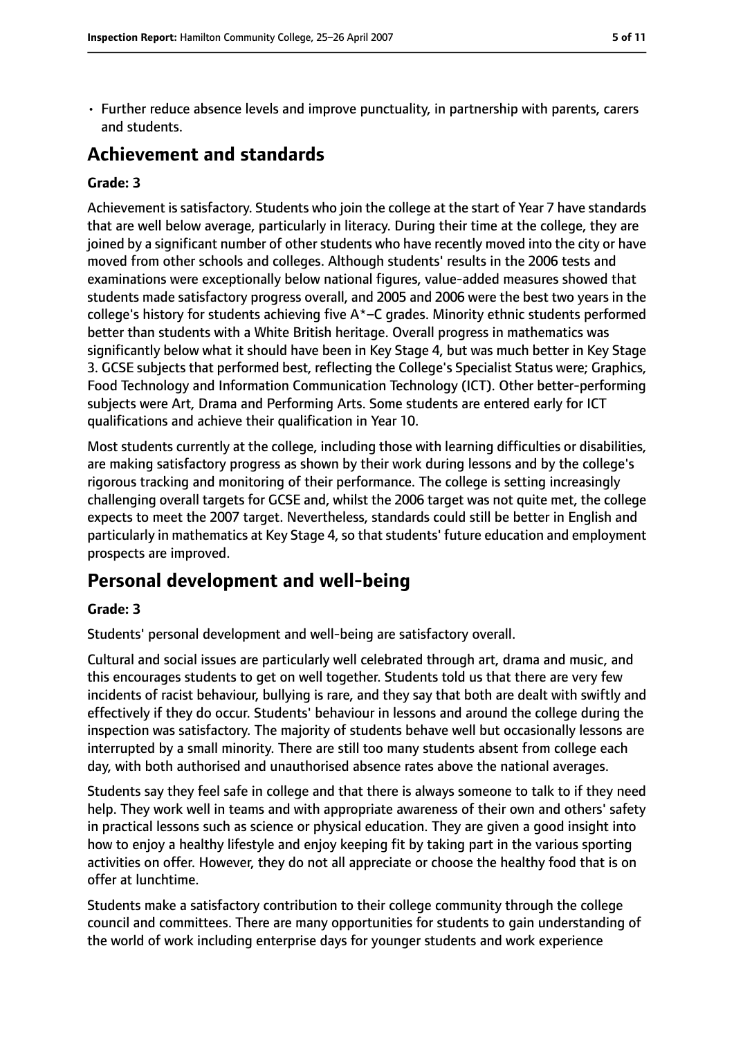- Further reduce absence levels and improve punctuality, in partnership with parents, carers and students.

## Achievement and standards

**Grade: 3**

Achievement is satisfactory. Students who join the college at the start of Year 7 have standards that are well below average, particularly in literacy. During their time at the college, they are joined by a significant number of other students who have recently moved into the city or have moved from other schools and colleges. Although students' results in the 2006 tests and examinations were exceptionally below national figures, value-added measures showed that students made satisfactory progress overall, and 2005 and 2006 were the best two years in the college's history for students achieving five A*–C grades. Minority ethnic students performed better than students with a White British heritage. Overall progress in mathematics was significantly below what it should have been in Key Stage 4, but was much better in Key Stage 3. GCSE subjects that performed best, reflecting the College's Specialist Status were; Graphics, Food Technology and Information Communication Technology (ICT). Other better-performing subjects were Art, Drama and Performing Arts. Some students are entered early for ICT qualifications and achieve their qualification in Year 10.

Most students currently at the college, including those with learning difficulties or disabilities, are making satisfactory progress as shown by their work during lessons and by the college's rigorous tracking and monitoring of their performance. The college is setting increasingly challenging overall targets for GCSE and, whilst the 2006 target was not quite met, the college expects to meet the 2007 target. Nevertheless, standards could still be better in English and particularly in mathematics at Key Stage 4, so that students' future education and employment prospects are improved.

## Personal development and well-being

**Grade: 3**

Students' personal development and well-being are satisfactory overall.

Cultural and social issues are particularly well celebrated through art, drama and music, and this encourages students to get on well together. Students told us that there are very few incidents of racist behaviour, bullying is rare, and they say that both are dealt with swiftly and effectively if they do occur. Students' behaviour in lessons and around the college during the inspection was satisfactory. The majority of students behave well but occasionally lessons are interrupted by a small minority. There are still too many students absent from college each day, with both authorised and unauthorised absence rates above the national averages.

Students say they feel safe in college and that there is always someone to talk to if they need help. They work well in teams and with appropriate awareness of their own and others' safety in practical lessons such as science or physical education. They are given a good insight into how to enjoy a healthy lifestyle and enjoy keeping fit by taking part in the various sporting activities on offer. However, they do not all appreciate or choose the healthy food that is on offer at lunchtime.

Students make a satisfactory contribution to their college community through the college council and committees. There are many opportunities for students to gain understanding of the world of work including enterprise days for younger students and work experience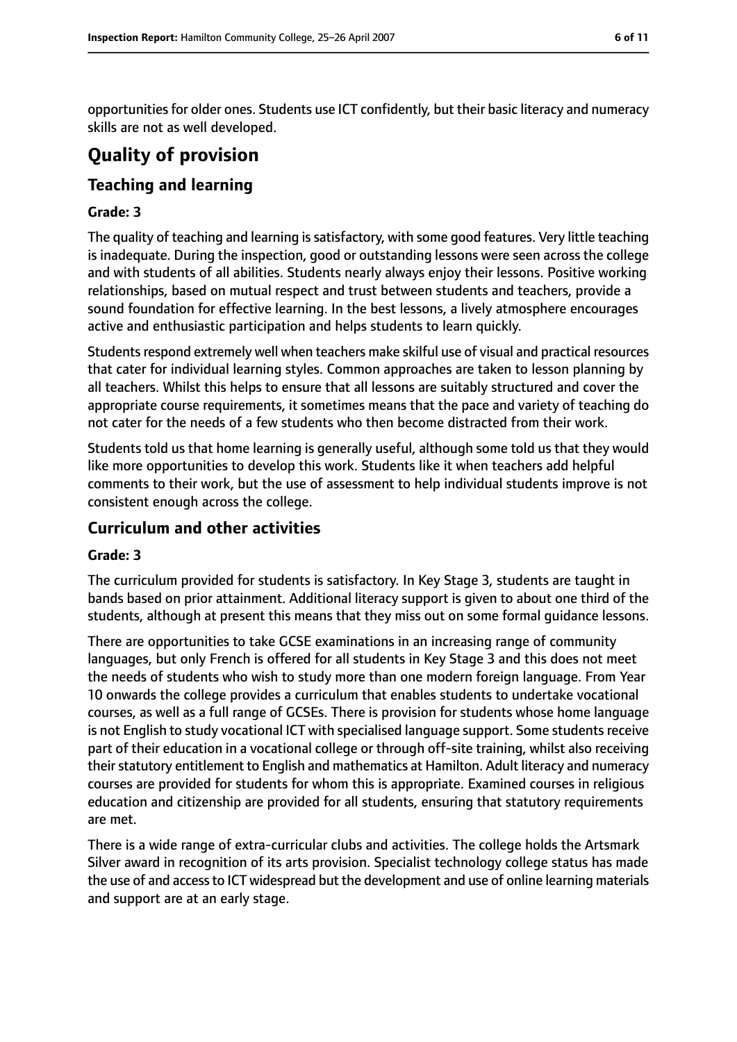opportunities for older ones. Students use ICT confidently, but their basic literacy and numeracy skills are not as well developed.

# Quality of provision

## Teaching and learning

### Grade: 3

The quality of teaching and learning is satisfactory, with some good features. Very little teaching is inadequate. During the inspection, good or outstanding lessons were seen across the college and with students of all abilities. Students nearly always enjoy their lessons. Positive working relationships, based on mutual respect and trust between students and teachers, provide a sound foundation for effective learning. In the best lessons, a lively atmosphere encourages active and enthusiastic participation and helps students to learn quickly.

Students respond extremely well when teachers make skilful use of visual and practical resources that cater for individual learning styles. Common approaches are taken to lesson planning by all teachers. Whilst this helps to ensure that all lessons are suitably structured and cover the appropriate course requirements, it sometimes means that the pace and variety of teaching do not cater for the needs of a few students who then become distracted from their work.

Students told us that home learning is generally useful, although some told us that they would like more opportunities to develop this work. Students like it when teachers add helpful comments to their work, but the use of assessment to help individual students improve is not consistent enough across the college.

## Curriculum and other activities

### Grade: 3

The curriculum provided for students is satisfactory. In Key Stage 3, students are taught in bands based on prior attainment. Additional literacy support is given to about one third of the students, although at present this means that they miss out on some formal guidance lessons.

There are opportunities to take GCSE examinations in an increasing range of community languages, but only French is offered for all students in Key Stage 3 and this does not meet the needs of students who wish to study more than one modern foreign language. From Year 10 onwards the college provides a curriculum that enables students to undertake vocational courses, as well as a full range of GCSEs. There is provision for students whose home language is not English to study vocational ICT with specialised language support. Some students receive part of their education in a vocational college or through off-site training, whilst also receiving their statutory entitlement to English and mathematics at Hamilton. Adult literacy and numeracy courses are provided for students for whom this is appropriate. Examined courses in religious education and citizenship are provided for all students, ensuring that statutory requirements are met.

There is a wide range of extra-curricular clubs and activities. The college holds the Artsmark Silver award in recognition of its arts provision. Specialist technology college status has made the use of and access to ICT widespread but the development and use of online learning materials and support are at an early stage.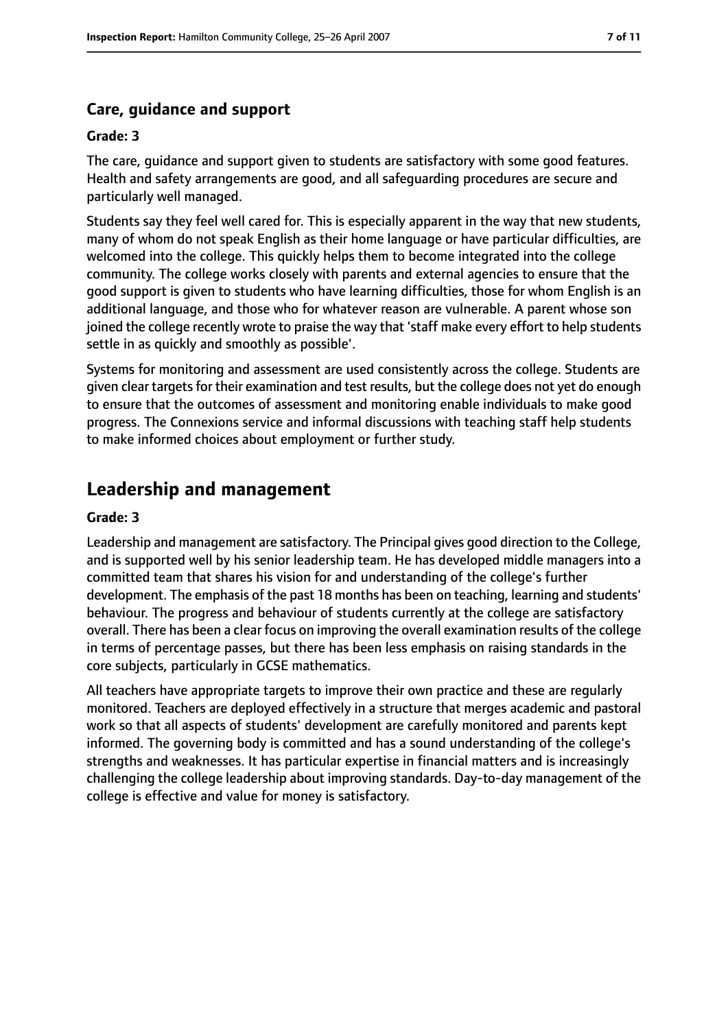### Care, guidance and support

#### Grade: 3

The care, guidance and support given to students are satisfactory with some good features. Health and safety arrangements are good, and all safeguarding procedures are secure and particularly well managed.

Students say they feel well cared for. This is especially apparent in the way that new students, many of whom do not speak English as their home language or have particular difficulties, are welcomed into the college. This quickly helps them to become integrated into the college community. The college works closely with parents and external agencies to ensure that the good support is given to students who have learning difficulties, those for whom English is an additional language, and those who for whatever reason are vulnerable. A parent whose son joined the college recently wrote to praise the way that 'staff make every effort to help students settle in as quickly and smoothly as possible'.

Systems for monitoring and assessment are used consistently across the college. Students are given clear targets for their examination and test results, but the college does not yet do enough to ensure that the outcomes of assessment and monitoring enable individuals to make good progress. The Connexions service and informal discussions with teaching staff help students to make informed choices about employment or further study.

## Leadership and management

#### Grade: 3

Leadership and management are satisfactory. The Principal gives good direction to the College, and is supported well by his senior leadership team. He has developed middle managers into a committed team that shares his vision for and understanding of the college's further development. The emphasis of the past 18 months has been on teaching, learning and students' behaviour. The progress and behaviour of students currently at the college are satisfactory overall. There has been a clear focus on improving the overall examination results of the college in terms of percentage passes, but there has been less emphasis on raising standards in the core subjects, particularly in GCSE mathematics.

All teachers have appropriate targets to improve their own practice and these are regularly monitored. Teachers are deployed effectively in a structure that merges academic and pastoral work so that all aspects of students' development are carefully monitored and parents kept informed. The governing body is committed and has a sound understanding of the college's strengths and weaknesses. It has particular expertise in financial matters and is increasingly challenging the college leadership about improving standards. Day-to-day management of the college is effective and value for money is satisfactory.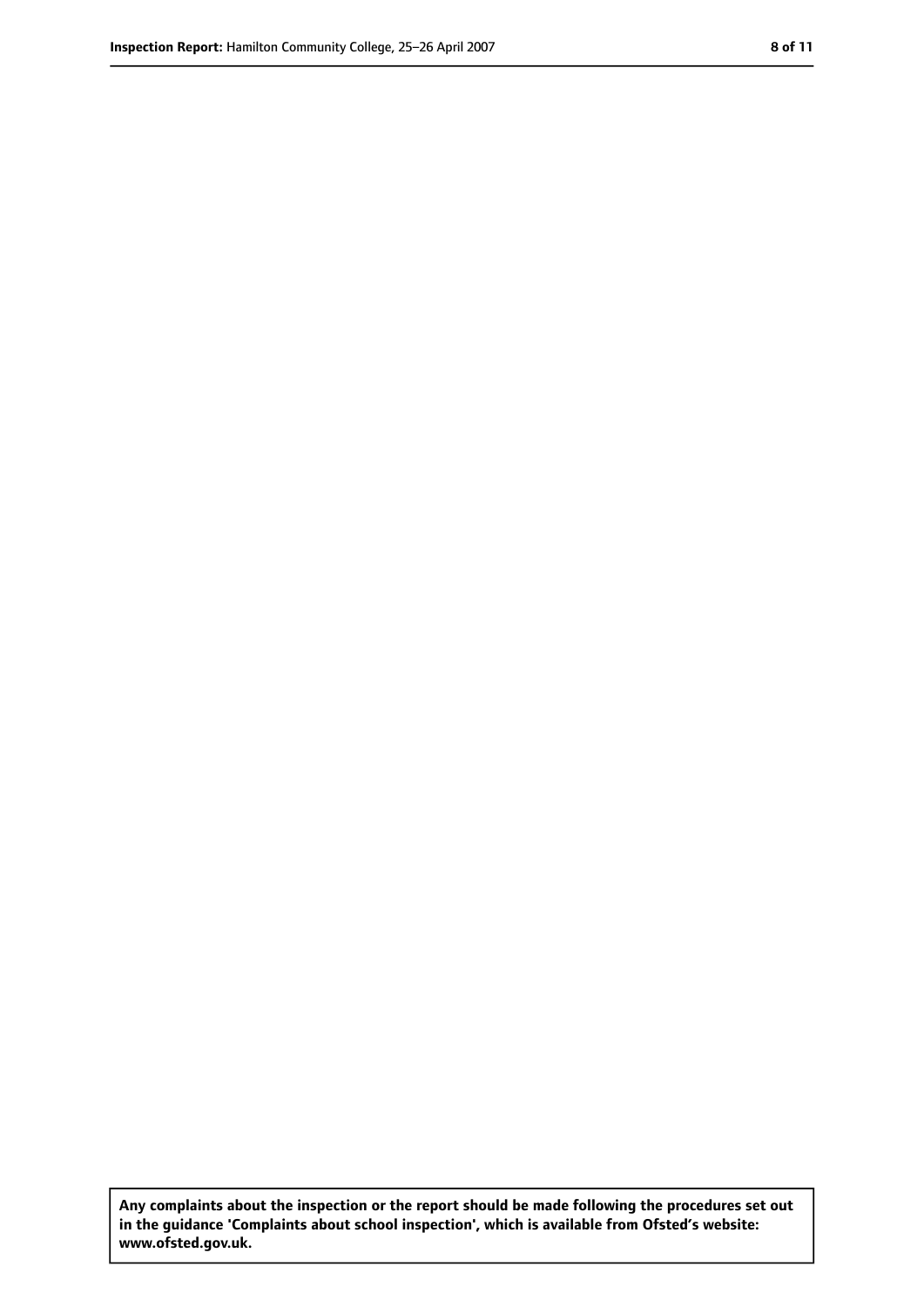**Any complaints about the inspection or the report should be made following the procedures set out in the guidance 'Complaints about school inspection', which is available from Ofsted's website: www.ofsted.gov.uk.**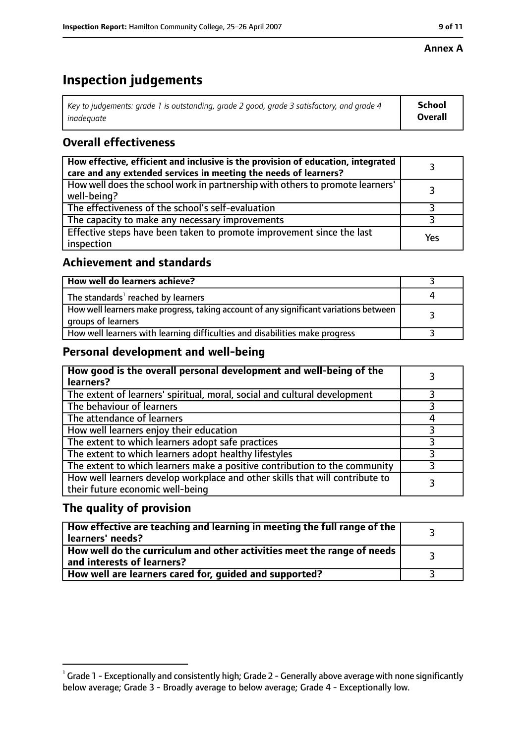**Annex A**

# Inspection judgements

| *Key to judgements: grade 1 is outstanding, grade 2 good, grade 3 satisfactory, and grade 4 inadequate* | **School Overall** |
|---|---|

## Overall effectiveness

| | |
|---|---|
| **How effective, efficient and inclusive is the provision of education, integrated care and any extended services in meeting the needs of learners?** | 3 |
| How well does the school work in partnership with others to promote learners' well-being? | 3 |
| The effectiveness of the school's self-evaluation | 3 |
| The capacity to make any necessary improvements | 3 |
| Effective steps have been taken to promote improvement since the last inspection | Yes |

## Achievement and standards

| | |
|---|---|
| **How well do learners achieve?** | 3 |
| The standards[1] reached by learners | 4 |
| How well learners make progress, taking account of any significant variations between groups of learners | 3 |
| How well learners with learning difficulties and disabilities make progress | 3 |

## Personal development and well-being

| | |
|---|---|
| **How good is the overall personal development and well-being of the learners?** | 3 |
| The extent of learners' spiritual, moral, social and cultural development | 3 |
| The behaviour of learners | 3 |
| The attendance of learners | 4 |
| How well learners enjoy their education | 3 |
| The extent to which learners adopt safe practices | 3 |
| The extent to which learners adopt healthy lifestyles | 3 |
| The extent to which learners make a positive contribution to the community | 3 |
| How well learners develop workplace and other skills that will contribute to their future economic well-being | 3 |

## The quality of provision

| | |
|---|---|
| **How effective are teaching and learning in meeting the full range of the learners' needs?** | 3 |
| **How well do the curriculum and other activities meet the range of needs and interests of learners?** | 3 |
| **How well are learners cared for, guided and supported?** | 3 |

[1] Grade 1 - Exceptionally and consistently high; Grade 2 - Generally above average with none significantly below average; Grade 3 - Broadly average to below average; Grade 4 - Exceptionally low.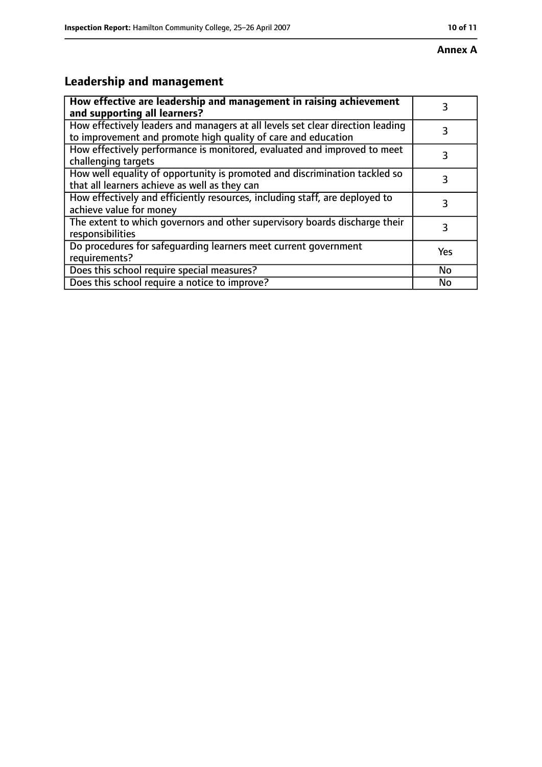**Annex A**

## Leadership and management

| **How effective are leadership and management in raising achievement and supporting all learners?** | 3 |
|---|---|
| How effectively leaders and managers at all levels set clear direction leading to improvement and promote high quality of care and education | 3 |
| How effectively performance is monitored, evaluated and improved to meet challenging targets | 3 |
| How well equality of opportunity is promoted and discrimination tackled so that all learners achieve as well as they can | 3 |
| How effectively and efficiently resources, including staff, are deployed to achieve value for money | 3 |
| The extent to which governors and other supervisory boards discharge their responsibilities | 3 |
| Do procedures for safeguarding learners meet current government requirements? | Yes |
| Does this school require special measures? | No |
| Does this school require a notice to improve? | No |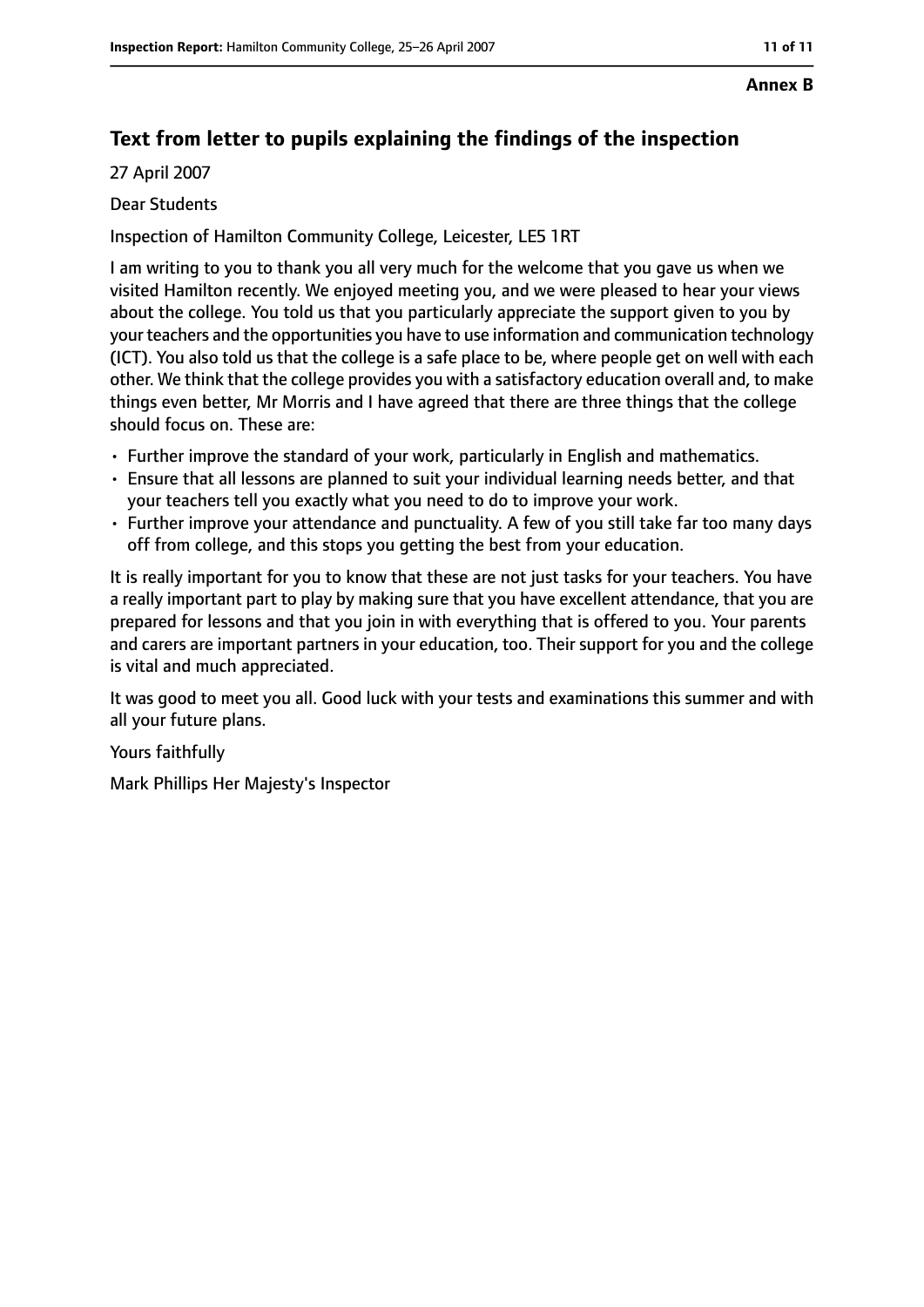**Annex B**

## Text from letter to pupils explaining the findings of the inspection

27 April 2007

Dear Students

Inspection of Hamilton Community College, Leicester, LE5 1RT

I am writing to you to thank you all very much for the welcome that you gave us when we visited Hamilton recently. We enjoyed meeting you, and we were pleased to hear your views about the college. You told us that you particularly appreciate the support given to you by your teachers and the opportunities you have to use information and communication technology (ICT). You also told us that the college is a safe place to be, where people get on well with each other. We think that the college provides you with a satisfactory education overall and, to make things even better, Mr Morris and I have agreed that there are three things that the college should focus on. These are:

- Further improve the standard of your work, particularly in English and mathematics.
- Ensure that all lessons are planned to suit your individual learning needs better, and that your teachers tell you exactly what you need to do to improve your work.
- Further improve your attendance and punctuality. A few of you still take far too many days off from college, and this stops you getting the best from your education.

It is really important for you to know that these are not just tasks for your teachers. You have a really important part to play by making sure that you have excellent attendance, that you are prepared for lessons and that you join in with everything that is offered to you. Your parents and carers are important partners in your education, too. Their support for you and the college is vital and much appreciated.

It was good to meet you all. Good luck with your tests and examinations this summer and with all your future plans.

Yours faithfully

Mark Phillips Her Majesty's Inspector